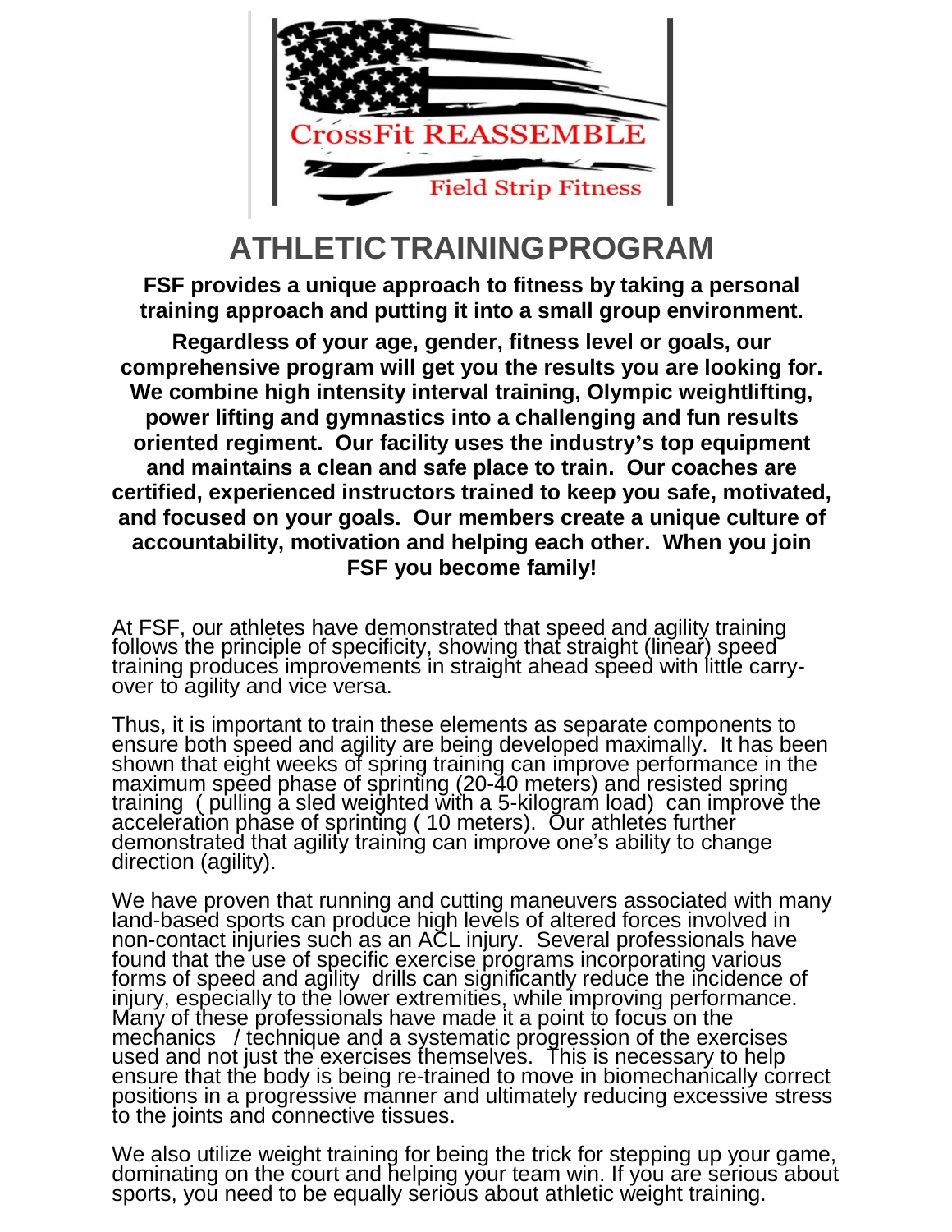CrossFit REASSEMBLE

Field Strip Fitness

# ATHLETIC TRAINING PROGRAM

**FSF provides a unique approach to fitness by taking a personal training approach and putting it into a small group environment.**

**Regardless of your age, gender, fitness level or goals, our comprehensive program will get you the results you are looking for. We combine high intensity interval training, Olympic weightlifting, power lifting and gymnastics into a challenging and fun results oriented regiment. Our facility uses the industry's top equipment and maintains a clean and safe place to train. Our coaches are certified, experienced instructors trained to keep you safe, motivated, and focused on your goals. Our members create a unique culture of accountability, motivation and helping each other. When you join FSF you become family!**

At FSF, our athletes have demonstrated that speed and agility training follows the principle of specificity, showing that straight (linear) speed training produces improvements in straight ahead speed with little carry-over to agility and vice versa.

Thus, it is important to train these elements as separate components to ensure both speed and agility are being developed maximally. It has been shown that eight weeks of spring training can improve performance in the maximum speed phase of sprinting (20-40 meters) and resisted spring training ( pulling a sled weighted with a 5-kilogram load) can improve the acceleration phase of sprinting ( 10 meters). Our athletes further demonstrated that agility training can improve one's ability to change direction (agility).

We have proven that running and cutting maneuvers associated with many land-based sports can produce high levels of altered forces involved in non-contact injuries such as an ACL injury. Several professionals have found that the use of specific exercise programs incorporating various forms of speed and agility drills can significantly reduce the incidence of injury, especially to the lower extremities, while improving performance. Many of these professionals have made it a point to focus on the mechanics / technique and a systematic progression of the exercises used and not just the exercises themselves. This is necessary to help ensure that the body is being re-trained to move in biomechanically correct positions in a progressive manner and ultimately reducing excessive stress to the joints and connective tissues.

We also utilize weight training for being the trick for stepping up your game, dominating on the court and helping your team win. If you are serious about sports, you need to be equally serious about athletic weight training.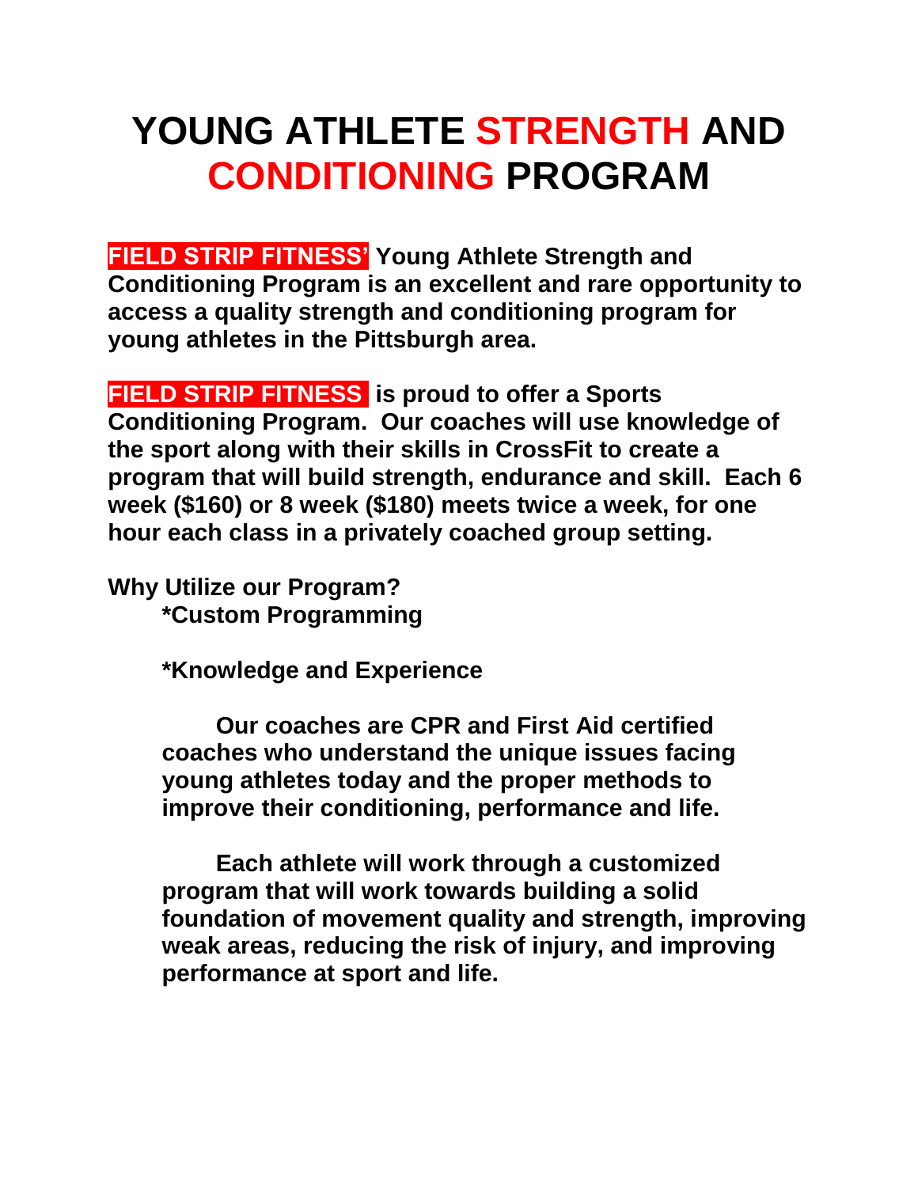# YOUNG ATHLETE STRENGTH AND CONDITIONING PROGRAM

**FIELD STRIP FITNESS' Young Athlete Strength and Conditioning Program is an excellent and rare opportunity to access a quality strength and conditioning program for young athletes in the Pittsburgh area.**

**FIELD STRIP FITNESS is proud to offer a Sports Conditioning Program. Our coaches will use knowledge of the sport along with their skills in CrossFit to create a program that will build strength, endurance and skill. Each 6 week ($160) or 8 week ($180) meets twice a week, for one hour each class in a privately coached group setting.**

**Why Utilize our Program?**

**\*Custom Programming**

**\*Knowledge and Experience**

**Our coaches are CPR and First Aid certified coaches who understand the unique issues facing young athletes today and the proper methods to improve their conditioning, performance and life.**

**Each athlete will work through a customized program that will work towards building a solid foundation of movement quality and strength, improving weak areas, reducing the risk of injury, and improving performance at sport and life.**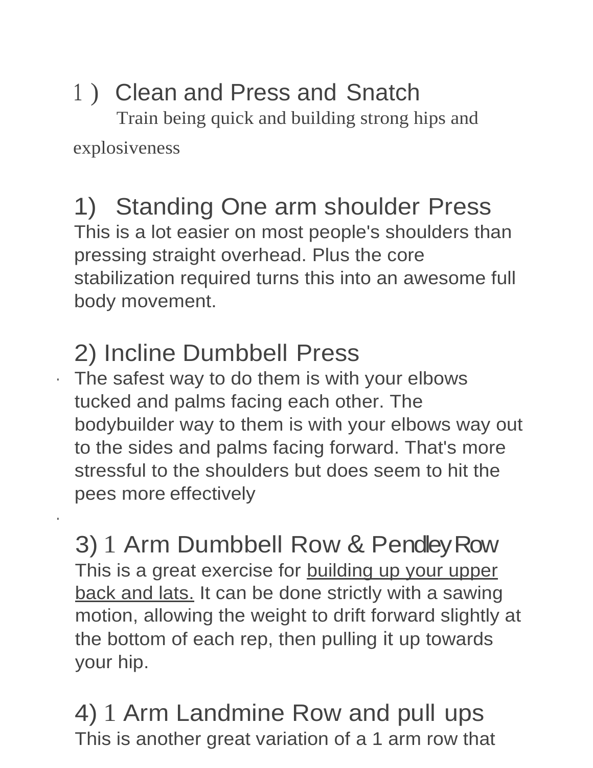## 1 ) Clean and Press and Snatch

Train being quick and building strong hips and explosiveness

## 1) Standing One arm shoulder Press

This is a lot easier on most people's shoulders than pressing straight overhead. Plus the core stabilization required turns this into an awesome full body movement.

## 2) Incline Dumbbell Press

The safest way to do them is with your elbows tucked and palms facing each other. The bodybuilder way to them is with your elbows way out to the sides and palms facing forward. That's more stressful to the shoulders but does seem to hit the pees more effectively

## 3) 1 Arm Dumbbell Row & Pendley Row

This is a great exercise for building up your upper back and lats. It can be done strictly with a sawing motion, allowing the weight to drift forward slightly at the bottom of each rep, then pulling it up towards your hip.

## 4) 1 Arm Landmine Row and pull ups

This is another great variation of a 1 arm row that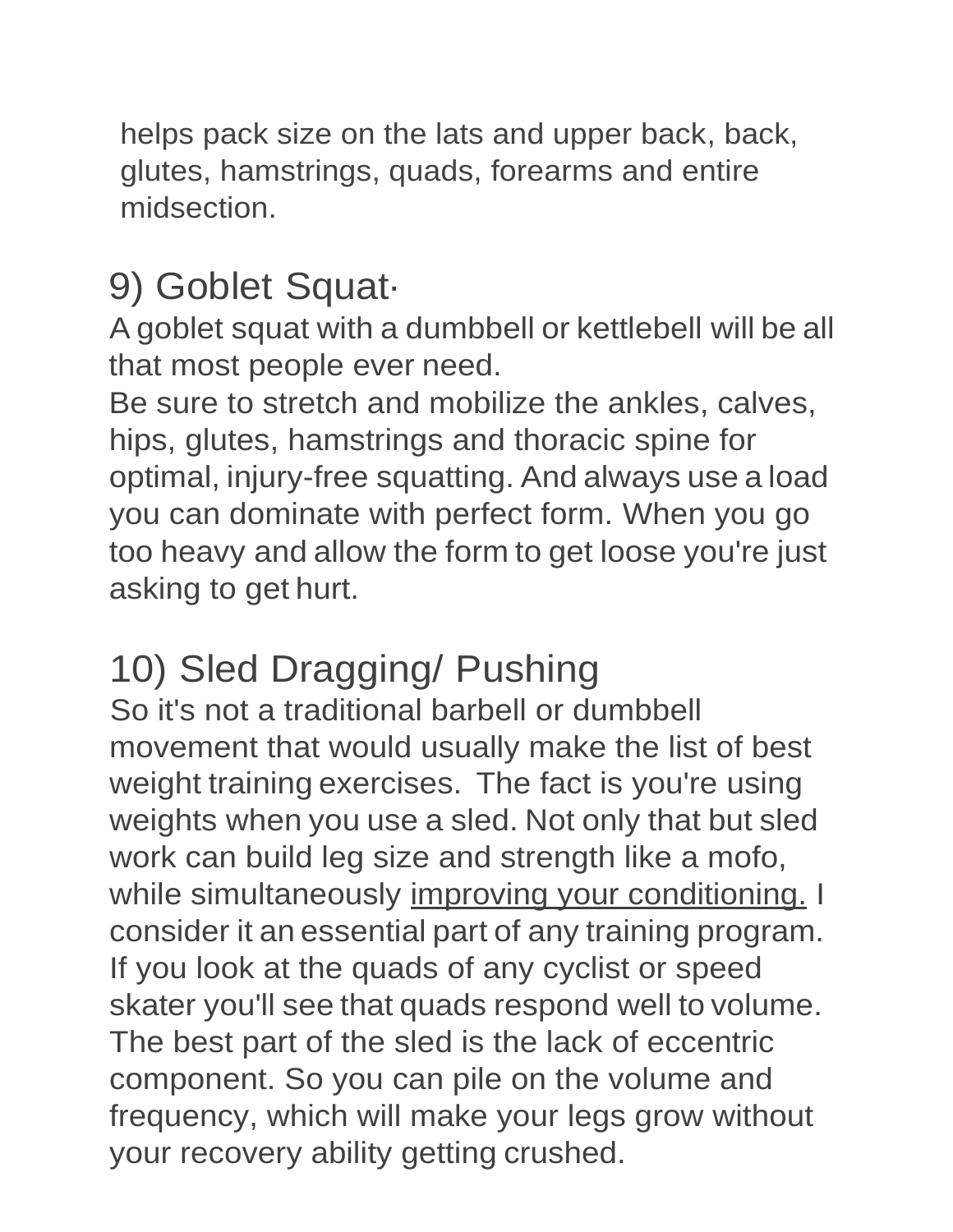helps pack size on the lats and upper back, back, glutes, hamstrings, quads, forearms and entire midsection.

## 9) Goblet Squat·

A goblet squat with a dumbbell or kettlebell will be all that most people ever need.
Be sure to stretch and mobilize the ankles, calves, hips, glutes, hamstrings and thoracic spine for optimal, injury-free squatting. And always use a load you can dominate with perfect form. When you go too heavy and allow the form to get loose you're just asking to get hurt.

## 10) Sled Dragging/ Pushing

So it's not a traditional barbell or dumbbell movement that would usually make the list of best weight training exercises. The fact is you're using weights when you use a sled. Not only that but sled work can build leg size and strength like a mofo, while simultaneously improving your conditioning. I consider it an essential part of any training program. If you look at the quads of any cyclist or speed skater you'll see that quads respond well to volume. The best part of the sled is the lack of eccentric component. So you can pile on the volume and frequency, which will make your legs grow without your recovery ability getting crushed.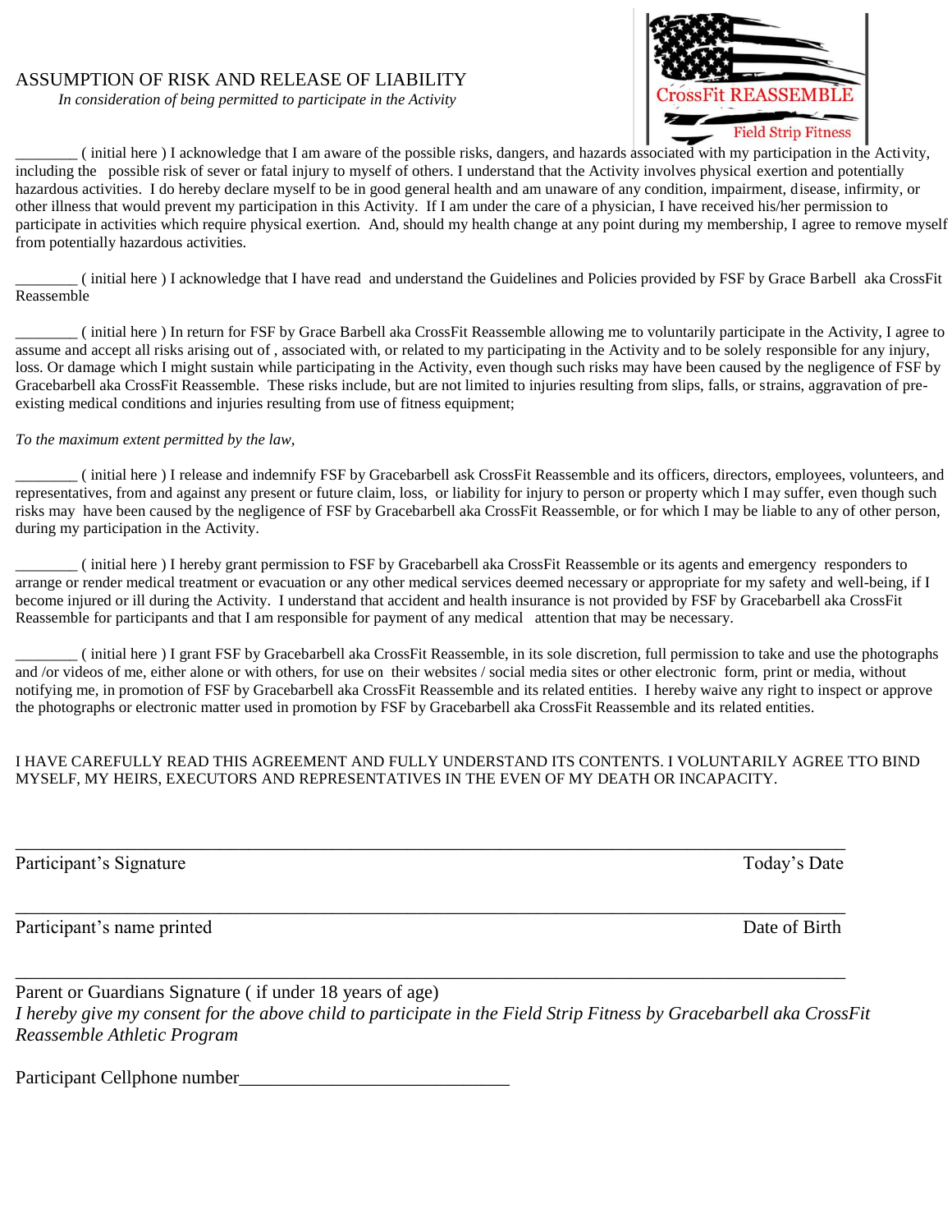# ASSUMPTION OF RISK AND RELEASE OF LIABILITY

*In consideration of being permitted to participate in the Activity*

CrossFit REASSEMBLE
Field Strip Fitness

________ ( initial here ) I acknowledge that I am aware of the possible risks, dangers, and hazards associated with my participation in the Activity, including the possible risk of sever or fatal injury to myself of others. I understand that the Activity involves physical exertion and potentially hazardous activities. I do hereby declare myself to be in good general health and am unaware of any condition, impairment, disease, infirmity, or other illness that would prevent my participation in this Activity. If I am under the care of a physician, I have received his/her permission to participate in activities which require physical exertion. And, should my health change at any point during my membership, I agree to remove myself from potentially hazardous activities.

________ ( initial here ) I acknowledge that I have read and understand the Guidelines and Policies provided by FSF by Grace Barbell aka CrossFit Reassemble

________ ( initial here ) In return for FSF by Grace Barbell aka CrossFit Reassemble allowing me to voluntarily participate in the Activity, I agree to assume and accept all risks arising out of , associated with, or related to my participating in the Activity and to be solely responsible for any injury, loss. Or damage which I might sustain while participating in the Activity, even though such risks may have been caused by the negligence of FSF by Gracebarbell aka CrossFit Reassemble. These risks include, but are not limited to injuries resulting from slips, falls, or strains, aggravation of pre-existing medical conditions and injuries resulting from use of fitness equipment;

*To the maximum extent permitted by the law,*

________ ( initial here ) I release and indemnify FSF by Gracebarbell ask CrossFit Reassemble and its officers, directors, employees, volunteers, and representatives, from and against any present or future claim, loss, or liability for injury to person or property which I may suffer, even though such risks may have been caused by the negligence of FSF by Gracebarbell aka CrossFit Reassemble, or for which I may be liable to any of other person, during my participation in the Activity.

________ ( initial here ) I hereby grant permission to FSF by Gracebarbell aka CrossFit Reassemble or its agents and emergency responders to arrange or render medical treatment or evacuation or any other medical services deemed necessary or appropriate for my safety and well-being, if I become injured or ill during the Activity. I understand that accident and health insurance is not provided by FSF by Gracebarbell aka CrossFit Reassemble for participants and that I am responsible for payment of any medical attention that may be necessary.

________ ( initial here ) I grant FSF by Gracebarbell aka CrossFit Reassemble, in its sole discretion, full permission to take and use the photographs and /or videos of me, either alone or with others, for use on their websites / social media sites or other electronic form, print or media, without notifying me, in promotion of FSF by Gracebarbell aka CrossFit Reassemble and its related entities. I hereby waive any right to inspect or approve the photographs or electronic matter used in promotion by FSF by Gracebarbell aka CrossFit Reassemble and its related entities.

I HAVE CAREFULLY READ THIS AGREEMENT AND FULLY UNDERSTAND ITS CONTENTS. I VOLUNTARILY AGREE TTO BIND MYSELF, MY HEIRS, EXECUTORS AND REPRESENTATIVES IN THE EVEN OF MY DEATH OR INCAPACITY.

_______________________________________________________________________________

Participant's Signature                                                                                                    Today's Date

_______________________________________________________________________________

Participant's name printed                                                                                              Date of Birth

_______________________________________________________________________________

Parent or Guardians Signature ( if under 18 years of age)

*I hereby give my consent for the above child to participate in the Field Strip Fitness by Gracebarbell aka CrossFit Reassemble Athletic Program*

Participant Cellphone number____________________________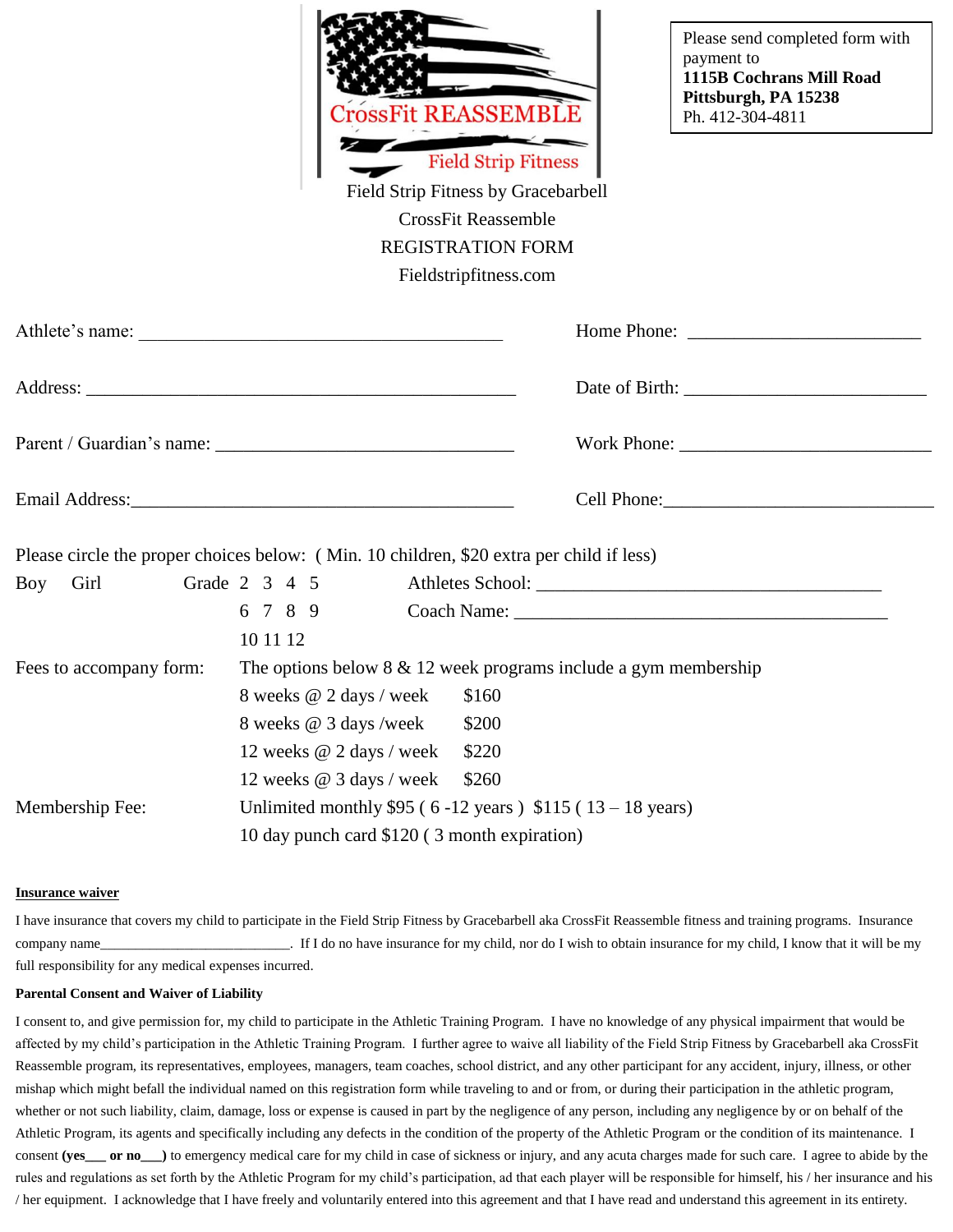Please send completed form with payment to
**1115B Cochrans Mill Road**
**Pittsburgh, PA 15238**
Ph. 412-304-4811

CrossFit REASSEMBLE
Field Strip Fitness

Field Strip Fitness by Gracebarbell
CrossFit Reassemble
REGISTRATION FORM
Fieldstripfitness.com

Athlete's name: _______________________________________ Home Phone: ________________________

Address: ______________________________________________ Date of Birth: _________________________

Parent / Guardian's name: ________________________________ Work Phone: __________________________

Email Address:_________________________________________ Cell Phone:____________________________

Please circle the proper choices below: ( Min. 10 children, $20 extra per child if less)

Boy Girl Grade 2 3 4 5 Athletes School: _____________________________________
6 7 8 9 Coach Name: ________________________________________
10 11 12

Fees to accompany form: The options below 8 & 12 week programs include a gym membership

- 8 weeks @ 2 days / week $160
- 8 weeks @ 3 days /week $200
- 12 weeks @ 2 days / week $220
- 12 weeks @ 3 days / week $260

Membership Fee: Unlimited monthly $95 ( 6 -12 years ) $115 ( 13 – 18 years)
10 day punch card $120 ( 3 month expiration)

**Insurance waiver**

I have insurance that covers my child to participate in the Field Strip Fitness by Gracebarbell aka CrossFit Reassemble fitness and training programs. Insurance company name___________________________. If I do no have insurance for my child, nor do I wish to obtain insurance for my child, I know that it will be my full responsibility for any medical expenses incurred.

**Parental Consent and Waiver of Liability**

I consent to, and give permission for, my child to participate in the Athletic Training Program. I have no knowledge of any physical impairment that would be affected by my child's participation in the Athletic Training Program. I further agree to waive all liability of the Field Strip Fitness by Gracebarbell aka CrossFit Reassemble program, its representatives, employees, managers, team coaches, school district, and any other participant for any accident, injury, illness, or other mishap which might befall the individual named on this registration form while traveling to and or from, or during their participation in the athletic program, whether or not such liability, claim, damage, loss or expense is caused in part by the negligence of any person, including any negligence by or on behalf of the Athletic Program, its agents and specifically including any defects in the condition of the property of the Athletic Program or the condition of its maintenance. I consent **(yes___ or no___)** to emergency medical care for my child in case of sickness or injury, and any acuta charges made for such care. I agree to abide by the rules and regulations as set forth by the Athletic Program for my child's participation, ad that each player will be responsible for himself, his / her insurance and his / her equipment. I acknowledge that I have freely and voluntarily entered into this agreement and that I have read and understand this agreement in its entirety.